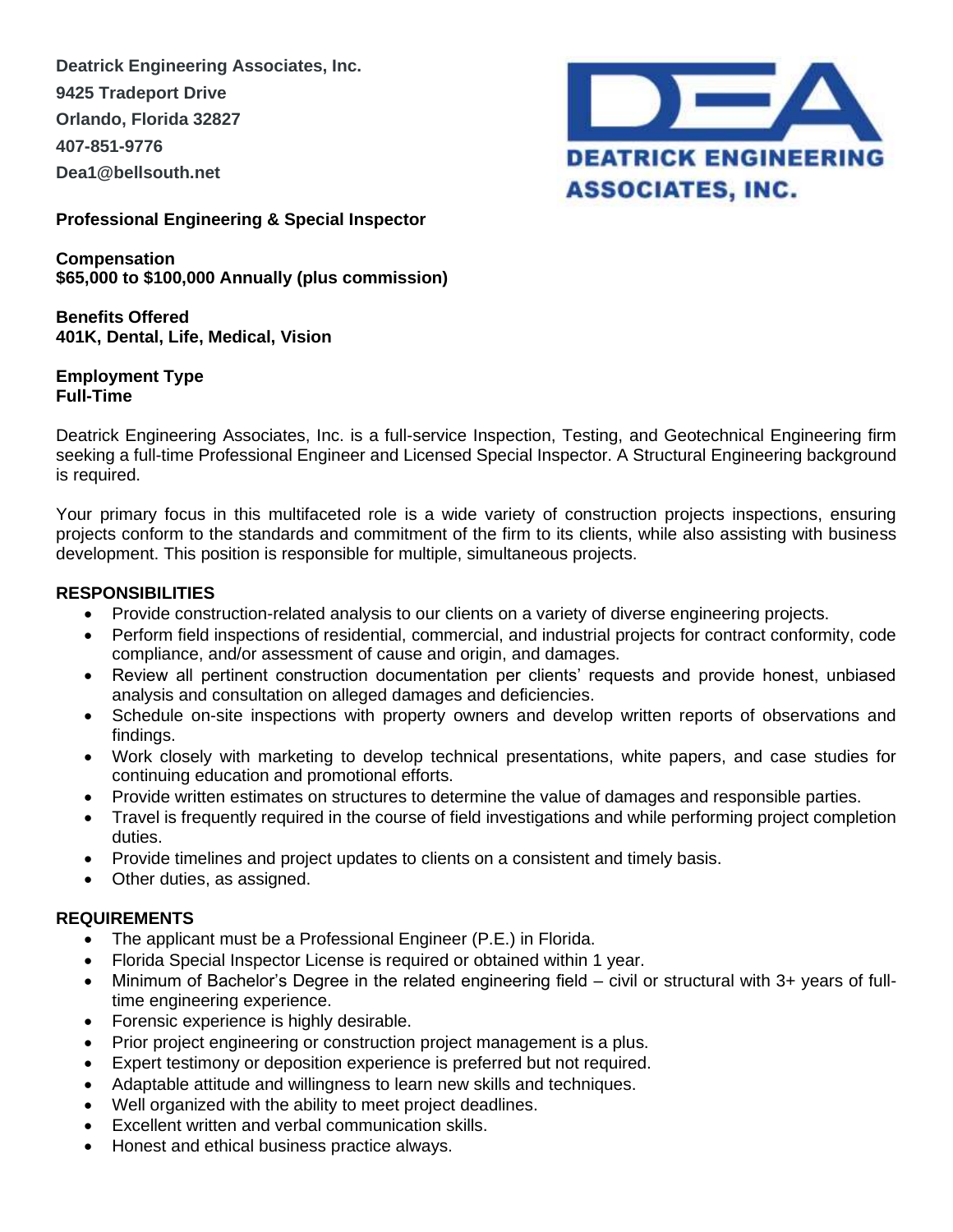**Deatrick Engineering Associates, Inc.**
**9425 Tradeport Drive**
**Orlando, Florida 32827**
**407-851-9776**
**Dea1@bellsouth.net**

DEATRICK ENGINEERING ASSOCIATES, INC.

**Professional Engineering & Special Inspector**

**Compensation**
**$65,000 to $100,000 Annually (plus commission)**

**Benefits Offered**
**401K, Dental, Life, Medical, Vision**

**Employment Type**
**Full-Time**

Deatrick Engineering Associates, Inc. is a full-service Inspection, Testing, and Geotechnical Engineering firm seeking a full-time Professional Engineer and Licensed Special Inspector. A Structural Engineering background is required.

Your primary focus in this multifaceted role is a wide variety of construction projects inspections, ensuring projects conform to the standards and commitment of the firm to its clients, while also assisting with business development. This position is responsible for multiple, simultaneous projects.

## RESPONSIBILITIES

- Provide construction-related analysis to our clients on a variety of diverse engineering projects.
- Perform field inspections of residential, commercial, and industrial projects for contract conformity, code compliance, and/or assessment of cause and origin, and damages.
- Review all pertinent construction documentation per clients' requests and provide honest, unbiased analysis and consultation on alleged damages and deficiencies.
- Schedule on-site inspections with property owners and develop written reports of observations and findings.
- Work closely with marketing to develop technical presentations, white papers, and case studies for continuing education and promotional efforts.
- Provide written estimates on structures to determine the value of damages and responsible parties.
- Travel is frequently required in the course of field investigations and while performing project completion duties.
- Provide timelines and project updates to clients on a consistent and timely basis.
- Other duties, as assigned.

## REQUIREMENTS

- The applicant must be a Professional Engineer (P.E.) in Florida.
- Florida Special Inspector License is required or obtained within 1 year.
- Minimum of Bachelor's Degree in the related engineering field – civil or structural with 3+ years of full-time engineering experience.
- Forensic experience is highly desirable.
- Prior project engineering or construction project management is a plus.
- Expert testimony or deposition experience is preferred but not required.
- Adaptable attitude and willingness to learn new skills and techniques.
- Well organized with the ability to meet project deadlines.
- Excellent written and verbal communication skills.
- Honest and ethical business practice always.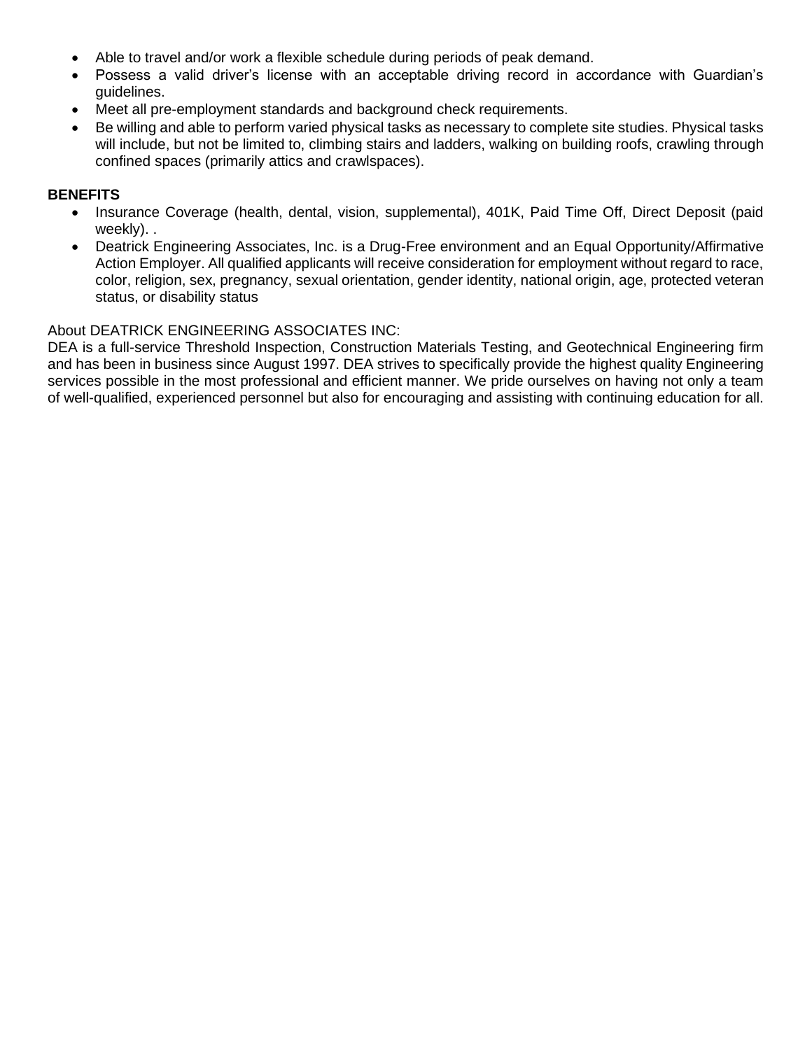- Able to travel and/or work a flexible schedule during periods of peak demand.
- Possess a valid driver's license with an acceptable driving record in accordance with Guardian's guidelines.
- Meet all pre-employment standards and background check requirements.
- Be willing and able to perform varied physical tasks as necessary to complete site studies. Physical tasks will include, but not be limited to, climbing stairs and ladders, walking on building roofs, crawling through confined spaces (primarily attics and crawlspaces).

**BENEFITS**

- Insurance Coverage (health, dental, vision, supplemental), 401K, Paid Time Off, Direct Deposit (paid weekly). .
- Deatrick Engineering Associates, Inc. is a Drug-Free environment and an Equal Opportunity/Affirmative Action Employer. All qualified applicants will receive consideration for employment without regard to race, color, religion, sex, pregnancy, sexual orientation, gender identity, national origin, age, protected veteran status, or disability status

About DEATRICK ENGINEERING ASSOCIATES INC:

DEA is a full-service Threshold Inspection, Construction Materials Testing, and Geotechnical Engineering firm and has been in business since August 1997. DEA strives to specifically provide the highest quality Engineering services possible in the most professional and efficient manner. We pride ourselves on having not only a team of well-qualified, experienced personnel but also for encouraging and assisting with continuing education for all.